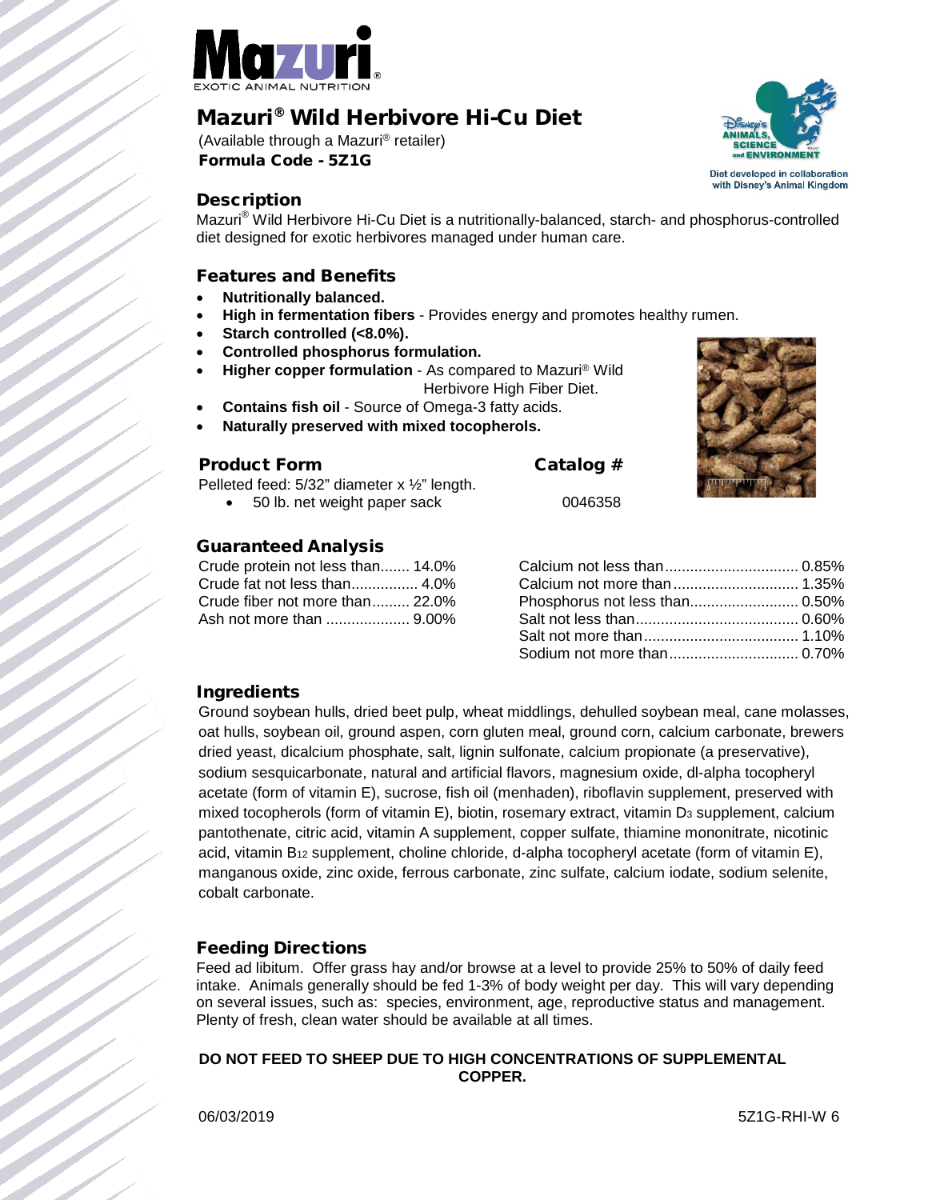# Mazuri® Wild Herbivore Hi-Cu Diet

(Available through a Mazuri® retailer)
**Formula Code - 5Z1G**

Diet developed in collaboration with Disney's Animal Kingdom

## Description

Mazuri® Wild Herbivore Hi-Cu Diet is a nutritionally-balanced, starch- and phosphorus-controlled diet designed for exotic herbivores managed under human care.

## Features and Benefits

- **Nutritionally balanced.**
- **High in fermentation fibers** - Provides energy and promotes healthy rumen.
- **Starch controlled (<8.0%).**
- **Controlled phosphorus formulation.**
- **Higher copper formulation** - As compared to Mazuri® Wild Herbivore High Fiber Diet.
- **Contains fish oil** - Source of Omega-3 fatty acids.
- **Naturally preserved with mixed tocopherols.**

## Product Form

| Product Form | Catalog # |
|---|---|
| Pelleted feed: 5/32" diameter x ½" length. | |
| • 50 lb. net weight paper sack | 0046358 |

## Guaranteed Analysis

| | |
|---|---|
| Crude protein not less than | 14.0% |
| Crude fat not less than | 4.0% |
| Crude fiber not more than | 22.0% |
| Ash not more than | 9.00% |
| Calcium not less than | 0.85% |
| Calcium not more than | 1.35% |
| Phosphorus not less than | 0.50% |
| Salt not less than | 0.60% |
| Salt not more than | 1.10% |
| Sodium not more than | 0.70% |

## Ingredients

Ground soybean hulls, dried beet pulp, wheat middlings, dehulled soybean meal, cane molasses, oat hulls, soybean oil, ground aspen, corn gluten meal, ground corn, calcium carbonate, brewers dried yeast, dicalcium phosphate, salt, lignin sulfonate, calcium propionate (a preservative), sodium sesquicarbonate, natural and artificial flavors, magnesium oxide, dl-alpha tocopheryl acetate (form of vitamin E), sucrose, fish oil (menhaden), riboflavin supplement, preserved with mixed tocopherols (form of vitamin E), biotin, rosemary extract, vitamin $D_3$ supplement, calcium pantothenate, citric acid, vitamin A supplement, copper sulfate, thiamine mononitrate, nicotinic acid, vitamin $B_{12}$ supplement, choline chloride, d-alpha tocopheryl acetate (form of vitamin E), manganous oxide, zinc oxide, ferrous carbonate, zinc sulfate, calcium iodate, sodium selenite, cobalt carbonate.

## Feeding Directions

Feed ad libitum. Offer grass hay and/or browse at a level to provide 25% to 50% of daily feed intake. Animals generally should be fed 1-3% of body weight per day. This will vary depending on several issues, such as: species, environment, age, reproductive status and management. Plenty of fresh, clean water should be available at all times.

**DO NOT FEED TO SHEEP DUE TO HIGH CONCENTRATIONS OF SUPPLEMENTAL COPPER.**

06/03/2019 5Z1G-RHI-W 6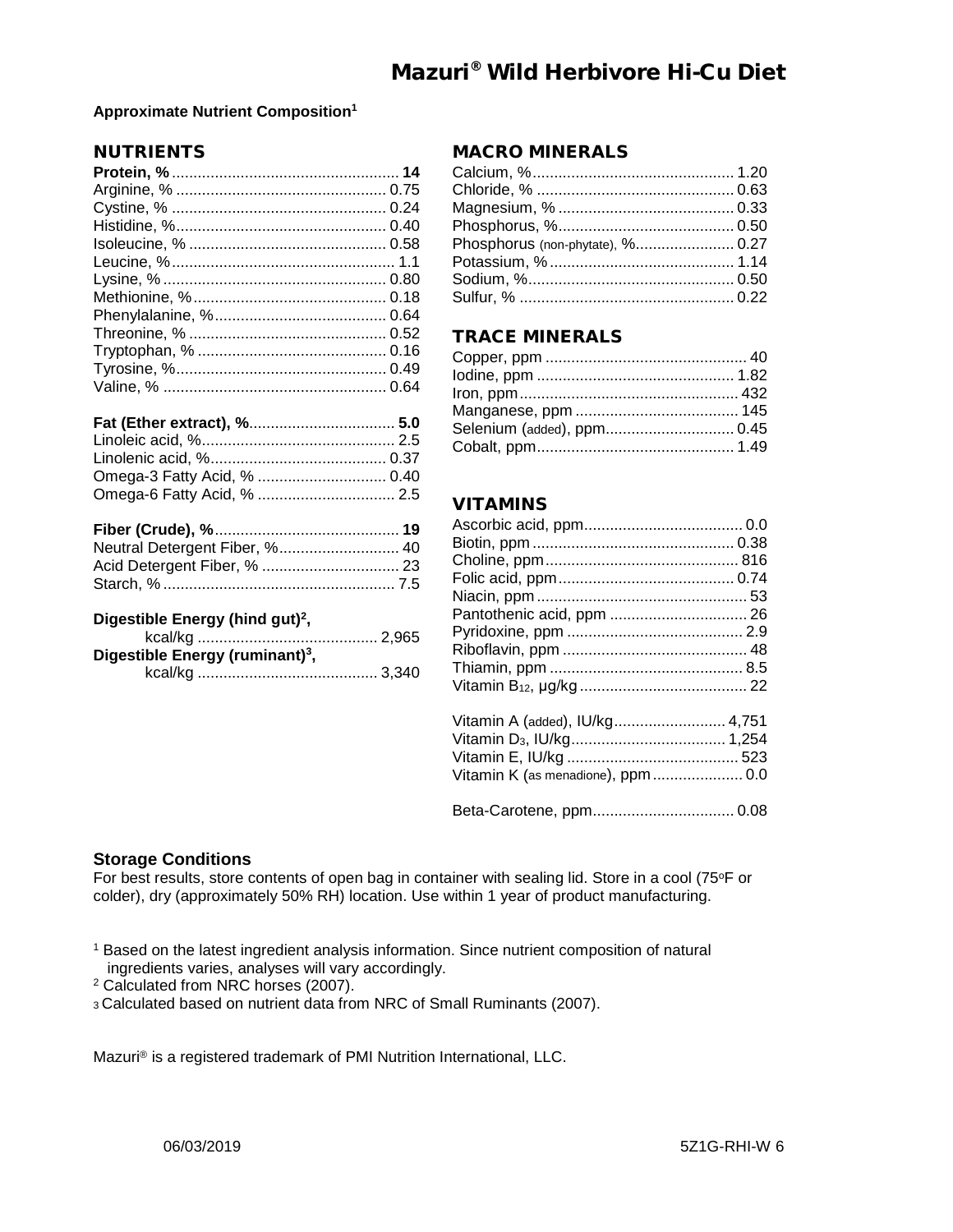# Mazuri® Wild Herbivore Hi-Cu Diet

**Approximate Nutrient Composition[1]**

## NUTRIENTS

| | |
|---|---|
| **Protein, %** | **14** |
| Arginine, % | 0.75 |
| Cystine, % | 0.24 |
| Histidine, % | 0.40 |
| Isoleucine, % | 0.58 |
| Leucine, % | 1.1 |
| Lysine, % | 0.80 |
| Methionine, % | 0.18 |
| Phenylalanine, % | 0.64 |
| Threonine, % | 0.52 |
| Tryptophan, % | 0.16 |
| Tyrosine, % | 0.49 |
| Valine, % | 0.64 |

| | |
|---|---|
| **Fat (Ether extract), %** | **5.0** |
| Linoleic acid, % | 2.5 |
| Linolenic acid, % | 0.37 |
| Omega-3 Fatty Acid, % | 0.40 |
| Omega-6 Fatty Acid, % | 2.5 |

| | |
|---|---|
| **Fiber (Crude), %** | **19** |
| Neutral Detergent Fiber, % | 40 |
| Acid Detergent Fiber, % | 23 |
| Starch, % | 7.5 |

| | |
|---|---|
| **Digestible Energy (hind gut)[2], kcal/kg** | 2,965 |
| **Digestible Energy (ruminant)[3], kcal/kg** | 3,340 |

## MACRO MINERALS

| | |
|---|---|
| Calcium, % | 1.20 |
| Chloride, % | 0.63 |
| Magnesium, % | 0.33 |
| Phosphorus, % | 0.50 |
| Phosphorus (non-phytate), % | 0.27 |
| Potassium, % | 1.14 |
| Sodium, % | 0.50 |
| Sulfur, % | 0.22 |

## TRACE MINERALS

| | |
|---|---|
| Copper, ppm | 40 |
| Iodine, ppm | 1.82 |
| Iron, ppm | 432 |
| Manganese, ppm | 145 |
| Selenium (added), ppm | 0.45 |
| Cobalt, ppm | 1.49 |

## VITAMINS

| | |
|---|---|
| Ascorbic acid, ppm | 0.0 |
| Biotin, ppm | 0.38 |
| Choline, ppm | 816 |
| Folic acid, ppm | 0.74 |
| Niacin, ppm | 53 |
| Pantothenic acid, ppm | 26 |
| Pyridoxine, ppm | 2.9 |
| Riboflavin, ppm | 48 |
| Thiamin, ppm | 8.5 |
| Vitamin $B_{12}$, µg/kg | 22 |

| | |
|---|---|
| Vitamin A (added), IU/kg | 4,751 |
| Vitamin $D_3$, IU/kg | 1,254 |
| Vitamin E, IU/kg | 523 |
| Vitamin K (as menadione), ppm | 0.0 |

| | |
|---|---|
| Beta-Carotene, ppm | 0.08 |

**Storage Conditions**

For best results, store contents of open bag in container with sealing lid. Store in a cool (75°F or colder), dry (approximately 50% RH) location. Use within 1 year of product manufacturing.

[1] Based on the latest ingredient analysis information. Since nutrient composition of natural ingredients varies, analyses will vary accordingly.
[2] Calculated from NRC horses (2007).
[3] Calculated based on nutrient data from NRC of Small Ruminants (2007).

Mazuri® is a registered trademark of PMI Nutrition International, LLC.

06/03/2019 5Z1G-RHI-W 6